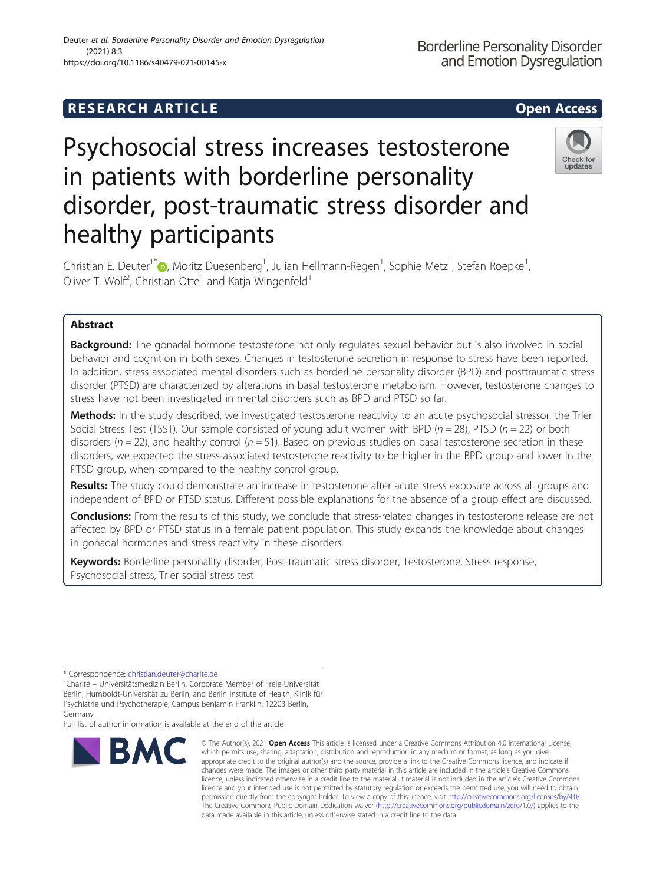RESEARCH ARTICLE

Open Access

# Psychosocial stress increases testosterone in patients with borderline personality disorder, post-traumatic stress disorder and healthy participants

Christian E. Deuter[1*], Moritz Duesenberg[1], Julian Hellmann-Regen[1], Sophie Metz[1], Stefan Roepke[1], Oliver T. Wolf[2], Christian Otte[1] and Katja Wingenfeld[1]

## Abstract

**Background:** The gonadal hormone testosterone not only regulates sexual behavior but is also involved in social behavior and cognition in both sexes. Changes in testosterone secretion in response to stress have been reported. In addition, stress associated mental disorders such as borderline personality disorder (BPD) and posttraumatic stress disorder (PTSD) are characterized by alterations in basal testosterone metabolism. However, testosterone changes to stress have not been investigated in mental disorders such as BPD and PTSD so far.

**Methods:** In the study described, we investigated testosterone reactivity to an acute psychosocial stressor, the Trier Social Stress Test (TSST). Our sample consisted of young adult women with BPD ($n = 28$), PTSD ($n = 22$) or both disorders ($n = 22$), and healthy control ($n = 51$). Based on previous studies on basal testosterone secretion in these disorders, we expected the stress-associated testosterone reactivity to be higher in the BPD group and lower in the PTSD group, when compared to the healthy control group.

**Results:** The study could demonstrate an increase in testosterone after acute stress exposure across all groups and independent of BPD or PTSD status. Different possible explanations for the absence of a group effect are discussed.

**Conclusions:** From the results of this study, we conclude that stress-related changes in testosterone release are not affected by BPD or PTSD status in a female patient population. This study expands the knowledge about changes in gonadal hormones and stress reactivity in these disorders.

**Keywords:** Borderline personality disorder, Post-traumatic stress disorder, Testosterone, Stress response, Psychosocial stress, Trier social stress test

* Correspondence: christian.deuter@charite.de

[1]Charité – Universitätsmedizin Berlin, Corporate Member of Freie Universität Berlin, Humboldt-Universität zu Berlin, and Berlin Institute of Health, Klinik für Psychiatrie und Psychotherapie, Campus Benjamin Franklin, 12203 Berlin, Germany

Full list of author information is available at the end of the article

© The Author(s). 2021 **Open Access** This article is licensed under a Creative Commons Attribution 4.0 International License, which permits use, sharing, adaptation, distribution and reproduction in any medium or format, as long as you give appropriate credit to the original author(s) and the source, provide a link to the Creative Commons licence, and indicate if changes were made. The images or other third party material in this article are included in the article's Creative Commons licence, unless indicated otherwise in a credit line to the material. If material is not included in the article's Creative Commons licence and your intended use is not permitted by statutory regulation or exceeds the permitted use, you will need to obtain permission directly from the copyright holder. To view a copy of this licence, visit http://creativecommons.org/licenses/by/4.0/. The Creative Commons Public Domain Dedication waiver (http://creativecommons.org/publicdomain/zero/1.0/) applies to the data made available in this article, unless otherwise stated in a credit line to the data.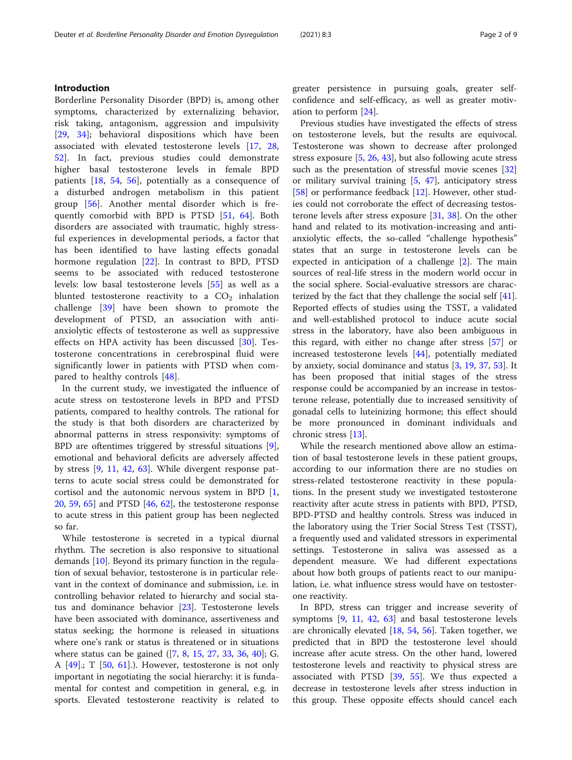## Introduction

Borderline Personality Disorder (BPD) is, among other symptoms, characterized by externalizing behavior, risk taking, antagonism, aggression and impulsivity [29, 34]; behavioral dispositions which have been associated with elevated testosterone levels [17, 28, 52]. In fact, previous studies could demonstrate higher basal testosterone levels in female BPD patients [18, 54, 56], potentially as a consequence of a disturbed androgen metabolism in this patient group [56]. Another mental disorder which is frequently comorbid with BPD is PTSD [51, 64]. Both disorders are associated with traumatic, highly stressful experiences in developmental periods, a factor that has been identified to have lasting effects gonadal hormone regulation [22]. In contrast to BPD, PTSD seems to be associated with reduced testosterone levels: low basal testosterone levels [55] as well as a blunted testosterone reactivity to a $CO_2$ inhalation challenge [39] have been shown to promote the development of PTSD, an association with anti-anxiolytic effects of testosterone as well as suppressive effects on HPA activity has been discussed [30]. Testosterone concentrations in cerebrospinal fluid were significantly lower in patients with PTSD when compared to healthy controls [48].

In the current study, we investigated the influence of acute stress on testosterone levels in BPD and PTSD patients, compared to healthy controls. The rational for the study is that both disorders are characterized by abnormal patterns in stress responsivity: symptoms of BPD are oftentimes triggered by stressful situations [9], emotional and behavioral deficits are adversely affected by stress [9, 11, 42, 63]. While divergent response patterns to acute social stress could be demonstrated for cortisol and the autonomic nervous system in BPD [1, 20, 59, 65] and PTSD [46, 62], the testosterone response to acute stress in this patient group has been neglected so far.

While testosterone is secreted in a typical diurnal rhythm. The secretion is also responsive to situational demands [10]. Beyond its primary function in the regulation of sexual behavior, testosterone is in particular relevant in the context of dominance and submission, i.e. in controlling behavior related to hierarchy and social status and dominance behavior [23]. Testosterone levels have been associated with dominance, assertiveness and status seeking; the hormone is released in situations where one's rank or status is threatened or in situations where status can be gained ([7, 8, 15, 27, 33, 36, 40]; G. A [49].; T [50, 61].). However, testosterone is not only important in negotiating the social hierarchy: it is fundamental for contest and competition in general, e.g. in sports. Elevated testosterone reactivity is related to greater persistence in pursuing goals, greater self-confidence and self-efficacy, as well as greater motivation to perform [24].

Previous studies have investigated the effects of stress on testosterone levels, but the results are equivocal. Testosterone was shown to decrease after prolonged stress exposure [5, 26, 43], but also following acute stress such as the presentation of stressful movie scenes [32] or military survival training [5, 47], anticipatory stress [58] or performance feedback [12]. However, other studies could not corroborate the effect of decreasing testosterone levels after stress exposure [31, 38]. On the other hand and related to its motivation-increasing and anti-anxiolytic effects, the so-called "challenge hypothesis" states that an surge in testosterone levels can be expected in anticipation of a challenge [2]. The main sources of real-life stress in the modern world occur in the social sphere. Social-evaluative stressors are characterized by the fact that they challenge the social self [41]. Reported effects of studies using the TSST, a validated and well-established protocol to induce acute social stress in the laboratory, have also been ambiguous in this regard, with either no change after stress [57] or increased testosterone levels [44], potentially mediated by anxiety, social dominance and status [3, 19, 37, 53]. It has been proposed that initial stages of the stress response could be accompanied by an increase in testosterone release, potentially due to increased sensitivity of gonadal cells to luteinizing hormone; this effect should be more pronounced in dominant individuals and chronic stress [13].

While the research mentioned above allow an estimation of basal testosterone levels in these patient groups, according to our information there are no studies on stress-related testosterone reactivity in these populations. In the present study we investigated testosterone reactivity after acute stress in patients with BPD, PTSD, BPD-PTSD and healthy controls. Stress was induced in the laboratory using the Trier Social Stress Test (TSST), a frequently used and validated stressors in experimental settings. Testosterone in saliva was assessed as a dependent measure. We had different expectations about how both groups of patients react to our manipulation, i.e. what influence stress would have on testosterone reactivity.

In BPD, stress can trigger and increase severity of symptoms [9, 11, 42, 63] and basal testosterone levels are chronically elevated [18, 54, 56]. Taken together, we predicted that in BPD the testosterone level should increase after acute stress. On the other hand, lowered testosterone levels and reactivity to physical stress are associated with PTSD [39, 55]. We thus expected a decrease in testosterone levels after stress induction in this group. These opposite effects should cancel each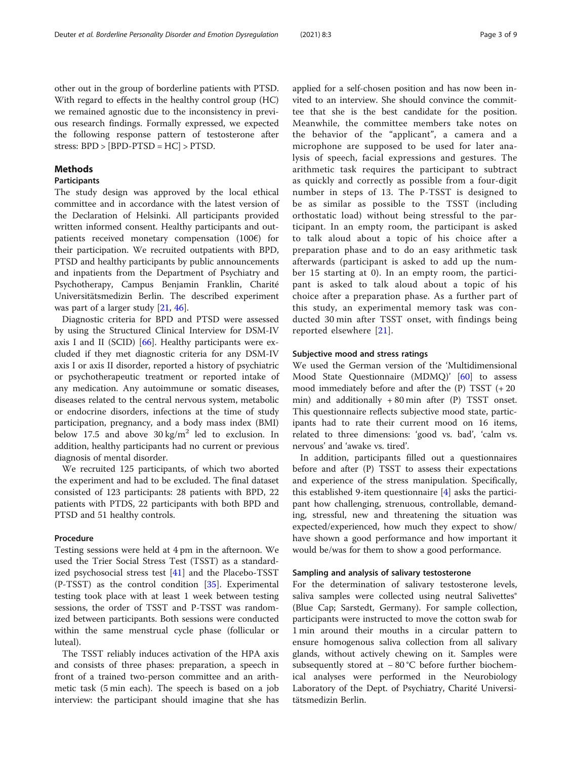other out in the group of borderline patients with PTSD. With regard to effects in the healthy control group (HC) we remained agnostic due to the inconsistency in previous research findings. Formally expressed, we expected the following response pattern of testosterone after stress: BPD > [BPD-PTSD = HC] > PTSD.

## Methods

### Participants

The study design was approved by the local ethical committee and in accordance with the latest version of the Declaration of Helsinki. All participants provided written informed consent. Healthy participants and outpatients received monetary compensation (100€) for their participation. We recruited outpatients with BPD, PTSD and healthy participants by public announcements and inpatients from the Department of Psychiatry and Psychotherapy, Campus Benjamin Franklin, Charité Universitätsmedizin Berlin. The described experiment was part of a larger study [21, 46].

Diagnostic criteria for BPD and PTSD were assessed by using the Structured Clinical Interview for DSM-IV axis I and II (SCID) [66]. Healthy participants were excluded if they met diagnostic criteria for any DSM-IV axis I or axis II disorder, reported a history of psychiatric or psychotherapeutic treatment or reported intake of any medication. Any autoimmune or somatic diseases, diseases related to the central nervous system, metabolic or endocrine disorders, infections at the time of study participation, pregnancy, and a body mass index (BMI) below 17.5 and above 30 kg/m$^2$ led to exclusion. In addition, healthy participants had no current or previous diagnosis of mental disorder.

We recruited 125 participants, of which two aborted the experiment and had to be excluded. The final dataset consisted of 123 participants: 28 patients with BPD, 22 patients with PTDS, 22 participants with both BPD and PTSD and 51 healthy controls.

### Procedure

Testing sessions were held at 4 pm in the afternoon. We used the Trier Social Stress Test (TSST) as a standardized psychosocial stress test [41] and the Placebo-TSST (P-TSST) as the control condition [35]. Experimental testing took place with at least 1 week between testing sessions, the order of TSST and P-TSST was randomized between participants. Both sessions were conducted within the same menstrual cycle phase (follicular or luteal).

The TSST reliably induces activation of the HPA axis and consists of three phases: preparation, a speech in front of a trained two-person committee and an arithmetic task (5 min each). The speech is based on a job interview: the participant should imagine that she has applied for a self-chosen position and has now been invited to an interview. She should convince the committee that she is the best candidate for the position. Meanwhile, the committee members take notes on the behavior of the "applicant", a camera and a microphone are supposed to be used for later analysis of speech, facial expressions and gestures. The arithmetic task requires the participant to subtract as quickly and correctly as possible from a four-digit number in steps of 13. The P-TSST is designed to be as similar as possible to the TSST (including orthostatic load) without being stressful to the participant. In an empty room, the participant is asked to talk aloud about a topic of his choice after a preparation phase and to do an easy arithmetic task afterwards (participant is asked to add up the number 15 starting at 0). In an empty room, the participant is asked to talk aloud about a topic of his choice after a preparation phase. As a further part of this study, an experimental memory task was conducted 30 min after TSST onset, with findings being reported elsewhere [21].

### Subjective mood and stress ratings

We used the German version of the 'Multidimensional Mood State Questionnaire (MDMQ)' [60] to assess mood immediately before and after the (P) TSST (+ 20 min) and additionally + 80 min after (P) TSST onset. This questionnaire reflects subjective mood state, participants had to rate their current mood on 16 items, related to three dimensions: 'good vs. bad', 'calm vs. nervous' and 'awake vs. tired'.

In addition, participants filled out a questionnaires before and after (P) TSST to assess their expectations and experience of the stress manipulation. Specifically, this established 9-item questionnaire [4] asks the participant how challenging, strenuous, controllable, demanding, stressful, new and threatening the situation was expected/experienced, how much they expect to show/have shown a good performance and how important it would be/was for them to show a good performance.

### Sampling and analysis of salivary testosterone

For the determination of salivary testosterone levels, saliva samples were collected using neutral Salivettes® (Blue Cap; Sarstedt, Germany). For sample collection, participants were instructed to move the cotton swab for 1 min around their mouths in a circular pattern to ensure homogenous saliva collection from all salivary glands, without actively chewing on it. Samples were subsequently stored at − 80 °C before further biochemical analyses were performed in the Neurobiology Laboratory of the Dept. of Psychiatry, Charité Universitätsmedizin Berlin.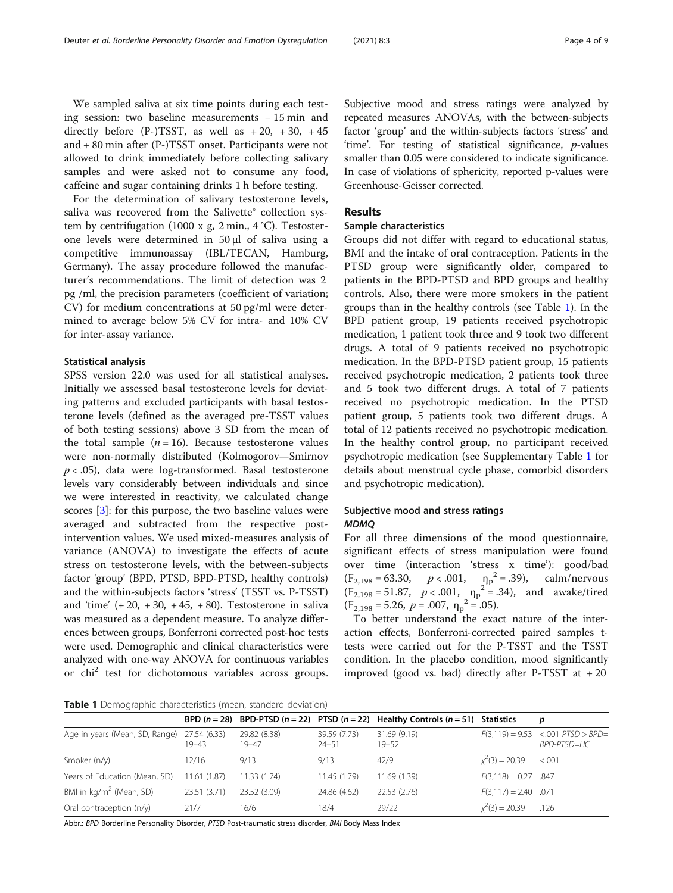We sampled saliva at six time points during each testing session: two baseline measurements − 15 min and directly before (P-)TSST, as well as + 20, + 30, + 45 and + 80 min after (P-)TSST onset. Participants were not allowed to drink immediately before collecting salivary samples and were asked not to consume any food, caffeine and sugar containing drinks 1 h before testing.

For the determination of salivary testosterone levels, saliva was recovered from the Salivette® collection system by centrifugation (1000 x g, 2 min., 4 °C). Testosterone levels were determined in 50 μl of saliva using a competitive immunoassay (IBL/TECAN, Hamburg, Germany). The assay procedure followed the manufacturer's recommendations. The limit of detection was 2 pg /ml, the precision parameters (coefficient of variation; CV) for medium concentrations at 50 pg/ml were determined to average below 5% CV for intra- and 10% CV for inter-assay variance.

### Statistical analysis

SPSS version 22.0 was used for all statistical analyses. Initially we assessed basal testosterone levels for deviating patterns and excluded participants with basal testosterone levels (defined as the averaged pre-TSST values of both testing sessions) above 3 SD from the mean of the total sample ($n = 16$). Because testosterone values were non-normally distributed (Kolmogorov—Smirnov $p < .05$), data were log-transformed. Basal testosterone levels vary considerably between individuals and since we were interested in reactivity, we calculated change scores [3]: for this purpose, the two baseline values were averaged and subtracted from the respective post-intervention values. We used mixed-measures analysis of variance (ANOVA) to investigate the effects of acute stress on testosterone levels, with the between-subjects factor 'group' (BPD, PTSD, BPD-PTSD, healthy controls) and the within-subjects factors 'stress' (TSST vs. P-TSST) and 'time' (+ 20, + 30, + 45, + 80). Testosterone in saliva was measured as a dependent measure. To analyze differences between groups, Bonferroni corrected post-hoc tests were used. Demographic and clinical characteristics were analyzed with one-way ANOVA for continuous variables or $\chi^2$ test for dichotomous variables across groups. Subjective mood and stress ratings were analyzed by repeated measures ANOVAs, with the between-subjects factor 'group' and the within-subjects factors 'stress' and 'time'. For testing of statistical significance, *p*-values smaller than 0.05 were considered to indicate significance. In case of violations of sphericity, reported p-values were Greenhouse-Geisser corrected.

## Results

### Sample characteristics

Groups did not differ with regard to educational status, BMI and the intake of oral contraception. Patients in the PTSD group were significantly older, compared to patients in the BPD-PTSD and BPD groups and healthy controls. Also, there were more smokers in the patient groups than in the healthy controls (see Table 1). In the BPD patient group, 19 patients received psychotropic medication, 1 patient took three and 9 took two different drugs. A total of 9 patients received no psychotropic medication. In the BPD-PTSD patient group, 15 patients received psychotropic medication, 2 patients took three and 5 took two different drugs. A total of 7 patients received no psychotropic medication. In the PTSD patient group, 5 patients took two different drugs. A total of 12 patients received no psychotropic medication. In the healthy control group, no participant received psychotropic medication (see Supplementary Table 1 for details about menstrual cycle phase, comorbid disorders and psychotropic medication).

### Subjective mood and stress ratings

#### *MDMQ*

For all three dimensions of the mood questionnaire, significant effects of stress manipulation were found over time (interaction 'stress x time'): good/bad ($F_{2,198} = 63.30$, $p < .001$, $\eta_p^2 = .39$), calm/nervous ($F_{2,198} = 51.87$, $p < .001$, $\eta_p^2 = .34$), and awake/tired ($F_{2,198} = 5.26$, $p = .007$, $\eta_p^2 = .05$).

To better understand the exact nature of the interaction effects, Bonferroni-corrected paired samples t-tests were carried out for the P-TSST and the TSST condition. In the placebo condition, mood significantly improved (good vs. bad) directly after P-TSST at + 20

**Table 1** Demographic characteristics (mean, standard deviation)

| | BPD ($n = 28$) | BPD-PTSD ($n = 22$) | PTSD ($n = 22$) | Healthy Controls ($n = 51$) | Statistics | *p* |
|---|---|---|---|---|---|---|
| Age in years (Mean, SD, Range) | 27.54 (6.33) 19–43 | 29.82 (8.38) 19–47 | 39.59 (7.73) 24–51 | 31.69 (9.19) 19–52 | $F(3,119) = 9.53$ | <.001 *PTSD > BPD= BPD-PTSD=HC* |
| Smoker (n/y) | 12/16 | 9/13 | 9/13 | 42/9 | $\chi^2(3) = 20.39$ | <.001 |
| Years of Education (Mean, SD) | 11.61 (1.87) | 11.33 (1.74) | 11.45 (1.79) | 11.69 (1.39) | $F(3,118) = 0.27$ | .847 |
| BMI in kg/m$^2$ (Mean, SD) | 23.51 (3.71) | 23.52 (3.09) | 24.86 (4.62) | 22.53 (2.76) | $F(3,117) = 2.40$ | .071 |
| Oral contraception (n/y) | 21/7 | 16/6 | 18/4 | 29/22 | $\chi^2(3) = 20.39$ | .126 |

Abbr.: *BPD* Borderline Personality Disorder, *PTSD* Post-traumatic stress disorder, *BMI* Body Mass Index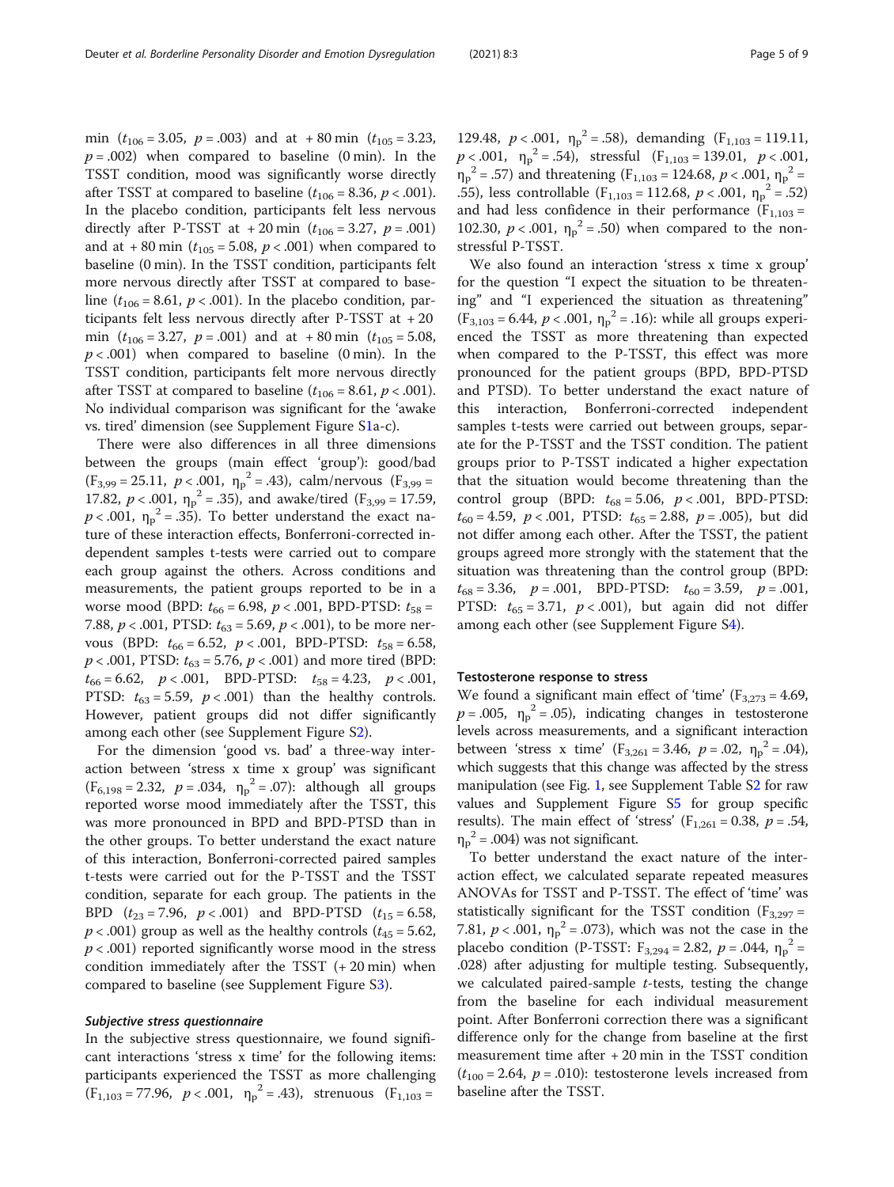min ($t_{106}$ = 3.05, $p$ = .003) and at + 80 min ($t_{105}$ = 3.23, $p$ = .002) when compared to baseline (0 min). In the TSST condition, mood was significantly worse directly after TSST at compared to baseline ($t_{106}$ = 8.36, $p$ < .001). In the placebo condition, participants felt less nervous directly after P-TSST at + 20 min ($t_{106}$ = 3.27, $p$ = .001) and at + 80 min ($t_{105}$ = 5.08, $p$ < .001) when compared to baseline (0 min). In the TSST condition, participants felt more nervous directly after TSST at compared to baseline ($t_{106}$ = 8.61, $p$ < .001). In the placebo condition, participants felt less nervous directly after P-TSST at + 20 min ($t_{106}$ = 3.27, $p$ = .001) and at + 80 min ($t_{105}$ = 5.08, $p$ < .001) when compared to baseline (0 min). In the TSST condition, participants felt more nervous directly after TSST at compared to baseline ($t_{106}$ = 8.61, $p$ < .001). No individual comparison was significant for the 'awake vs. tired' dimension (see Supplement Figure S1a-c).

There were also differences in all three dimensions between the groups (main effect 'group'): good/bad ($F_{3,99}$ = 25.11, $p$ < .001, $\eta_p^2$ = .43), calm/nervous ($F_{3,99}$ = 17.82, $p$ < .001, $\eta_p^2$ = .35), and awake/tired ($F_{3,99}$ = 17.59, $p$ < .001, $\eta_p^2$ = .35). To better understand the exact nature of these interaction effects, Bonferroni-corrected independent samples t-tests were carried out to compare each group against the others. Across conditions and measurements, the patient groups reported to be in a worse mood (BPD: $t_{66}$ = 6.98, $p$ < .001, BPD-PTSD: $t_{58}$ = 7.88, $p$ < .001, PTSD: $t_{63}$ = 5.69, $p$ < .001), to be more nervous (BPD: $t_{66}$ = 6.52, $p$ < .001, BPD-PTSD: $t_{58}$ = 6.58, $p$ < .001, PTSD: $t_{63}$ = 5.76, $p$ < .001) and more tired (BPD: $t_{66}$ = 6.62, $p$ < .001, BPD-PTSD: $t_{58}$ = 4.23, $p$ < .001, PTSD: $t_{63}$ = 5.59, $p$ < .001) than the healthy controls. However, patient groups did not differ significantly among each other (see Supplement Figure S2).

For the dimension 'good vs. bad' a three-way interaction between 'stress x time x group' was significant ($F_{6,198}$ = 2.32, $p$ = .034, $\eta_p^2$ = .07): although all groups reported worse mood immediately after the TSST, this was more pronounced in BPD and BPD-PTSD than in the other groups. To better understand the exact nature of this interaction, Bonferroni-corrected paired samples t-tests were carried out for the P-TSST and the TSST condition, separate for each group. The patients in the BPD ($t_{23}$ = 7.96, $p$ < .001) and BPD-PTSD ($t_{15}$ = 6.58, $p$ < .001) group as well as the healthy controls ($t_{45}$ = 5.62, $p$ < .001) reported significantly worse mood in the stress condition immediately after the TSST (+ 20 min) when compared to baseline (see Supplement Figure S3).

#### *Subjective stress questionnaire*

In the subjective stress questionnaire, we found significant interactions 'stress x time' for the following items: participants experienced the TSST as more challenging ($F_{1,103}$ = 77.96, $p$ < .001, $\eta_p^2$ = .43), strenuous ($F_{1,103}$ = 129.48, $p$ < .001, $\eta_p^2$ = .58), demanding ($F_{1,103}$ = 119.11, $p$ < .001, $\eta_p^2$ = .54), stressful ($F_{1,103}$ = 139.01, $p$ < .001, $\eta_p^2$ = .57) and threatening ($F_{1,103}$ = 124.68, $p$ < .001, $\eta_p^2$ = .55), less controllable ($F_{1,103}$ = 112.68, $p$ < .001, $\eta_p^2$ = .52) and had less confidence in their performance ($F_{1,103}$ = 102.30, $p$ < .001, $\eta_p^2$ = .50) when compared to the non-stressful P-TSST.

We also found an interaction 'stress x time x group' for the question "I expect the situation to be threatening" and "I experienced the situation as threatening" ($F_{3,103}$ = 6.44, $p$ < .001, $\eta_p^2$ = .16): while all groups experienced the TSST as more threatening than expected when compared to the P-TSST, this effect was more pronounced for the patient groups (BPD, BPD-PTSD and PTSD). To better understand the exact nature of this interaction, Bonferroni-corrected independent samples t-tests were carried out between groups, separate for the P-TSST and the TSST condition. The patient groups prior to P-TSST indicated a higher expectation that the situation would become threatening than the control group (BPD: $t_{68}$ = 5.06, $p$ < .001, BPD-PTSD: $t_{60}$ = 4.59, $p$ < .001, PTSD: $t_{65}$ = 2.88, $p$ = .005), but did not differ among each other. After the TSST, the patient groups agreed more strongly with the statement that the situation was threatening than the control group (BPD: $t_{68}$ = 3.36, $p$ = .001, BPD-PTSD: $t_{60}$ = 3.59, $p$ = .001, PTSD: $t_{65}$ = 3.71, $p$ < .001), but again did not differ among each other (see Supplement Figure S4).

### Testosterone response to stress

We found a significant main effect of 'time' ($F_{3,273}$ = 4.69, $p$ = .005, $\eta_p^2$ = .05), indicating changes in testosterone levels across measurements, and a significant interaction between 'stress x time' ($F_{3,261}$ = 3.46, $p$ = .02, $\eta_p^2$ = .04), which suggests that this change was affected by the stress manipulation (see Fig. 1, see Supplement Table S2 for raw values and Supplement Figure S5 for group specific results). The main effect of 'stress' ($F_{1,261}$ = 0.38, $p$ = .54, $\eta_p^2$ = .004) was not significant.

To better understand the exact nature of the interaction effect, we calculated separate repeated measures ANOVAs for TSST and P-TSST. The effect of 'time' was statistically significant for the TSST condition ($F_{3,297}$ = 7.81, $p$ < .001, $\eta_p^2$ = .073), which was not the case in the placebo condition (P-TSST: $F_{3,294}$ = 2.82, $p$ = .044, $\eta_p^2$ = .028) after adjusting for multiple testing. Subsequently, we calculated paired-sample $t$-tests, testing the change from the baseline for each individual measurement point. After Bonferroni correction there was a significant difference only for the change from baseline at the first measurement time after + 20 min in the TSST condition ($t_{100}$ = 2.64, $p$ = .010): testosterone levels increased from baseline after the TSST.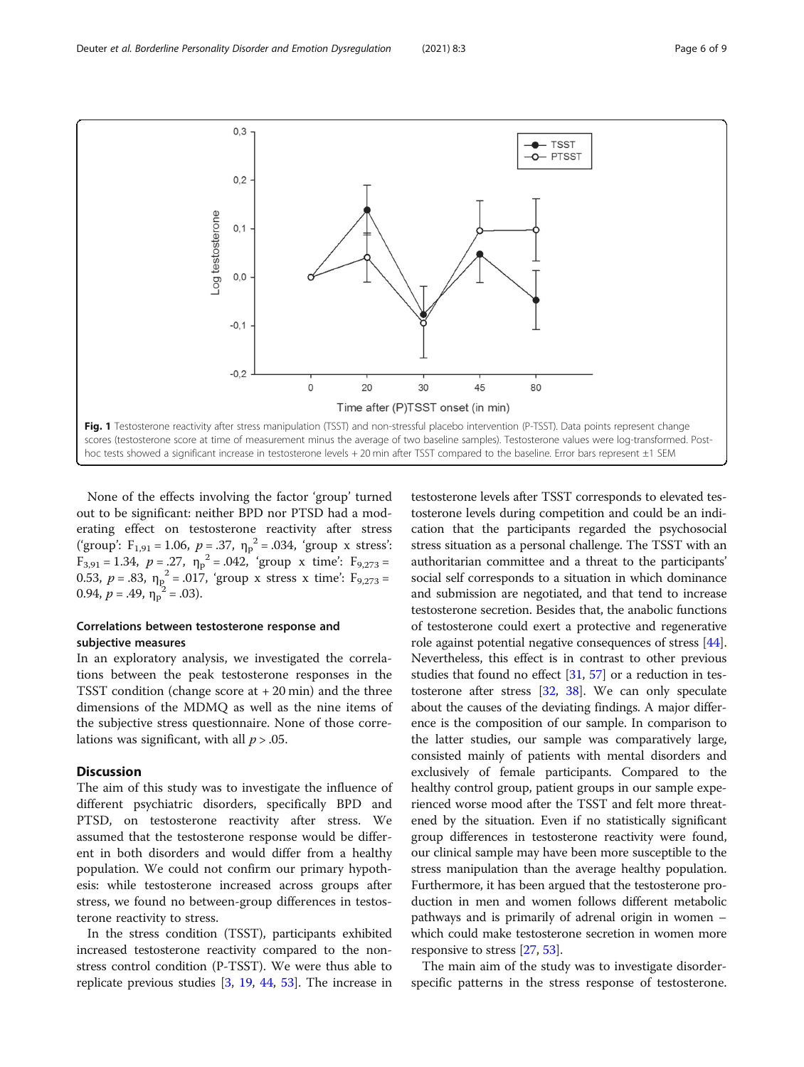Fig. 1 Testosterone reactivity after stress manipulation (TSST) and non-stressful placebo intervention (P-TSST). Data points represent change scores (testosterone score at time of measurement minus the average of two baseline samples). Testosterone values were log-transformed. Post-hoc tests showed a significant increase in testosterone levels + 20 min after TSST compared to the baseline. Error bars represent ±1 SEM

None of the effects involving the factor 'group' turned out to be significant: neither BPD nor PTSD had a moderating effect on testosterone reactivity after stress ('group': $F_{1,91} = 1.06$, $p = .37$, $\eta_p^2 = .034$, 'group x stress': $F_{3,91} = 1.34$, $p = .27$, $\eta_p^2 = .042$, 'group x time': $F_{9,273} = 0.53$, $p = .83$, $\eta_p^2 = .017$, 'group x stress x time': $F_{9,273} = 0.94$, $p = .49$, $\eta_p^2 = .03$).

### Correlations between testosterone response and subjective measures

In an exploratory analysis, we investigated the correlations between the peak testosterone responses in the TSST condition (change score at + 20 min) and the three dimensions of the MDMQ as well as the nine items of the subjective stress questionnaire. None of those correlations was significant, with all $p > .05$.

## Discussion

The aim of this study was to investigate the influence of different psychiatric disorders, specifically BPD and PTSD, on testosterone reactivity after stress. We assumed that the testosterone response would be different in both disorders and would differ from a healthy population. We could not confirm our primary hypothesis: while testosterone increased across groups after stress, we found no between-group differences in testosterone reactivity to stress.

In the stress condition (TSST), participants exhibited increased testosterone reactivity compared to the non-stress control condition (P-TSST). We were thus able to replicate previous studies [3, 19, 44, 53]. The increase in testosterone levels after TSST corresponds to elevated testosterone levels during competition and could be an indication that the participants regarded the psychosocial stress situation as a personal challenge. The TSST with an authoritarian committee and a threat to the participants' social self corresponds to a situation in which dominance and submission are negotiated, and that tend to increase testosterone secretion. Besides that, the anabolic functions of testosterone could exert a protective and regenerative role against potential negative consequences of stress [44]. Nevertheless, this effect is in contrast to other previous studies that found no effect [31, 57] or a reduction in testosterone after stress [32, 38]. We can only speculate about the causes of the deviating findings. A major difference is the composition of our sample. In comparison to the latter studies, our sample was comparatively large, consisted mainly of patients with mental disorders and exclusively of female participants. Compared to the healthy control group, patient groups in our sample experienced worse mood after the TSST and felt more threatened by the situation. Even if no statistically significant group differences in testosterone reactivity were found, our clinical sample may have been more susceptible to the stress manipulation than the average healthy population. Furthermore, it has been argued that the testosterone production in men and women follows different metabolic pathways and is primarily of adrenal origin in women – which could make testosterone secretion in women more responsive to stress [27, 53].

The main aim of the study was to investigate disorder-specific patterns in the stress response of testosterone.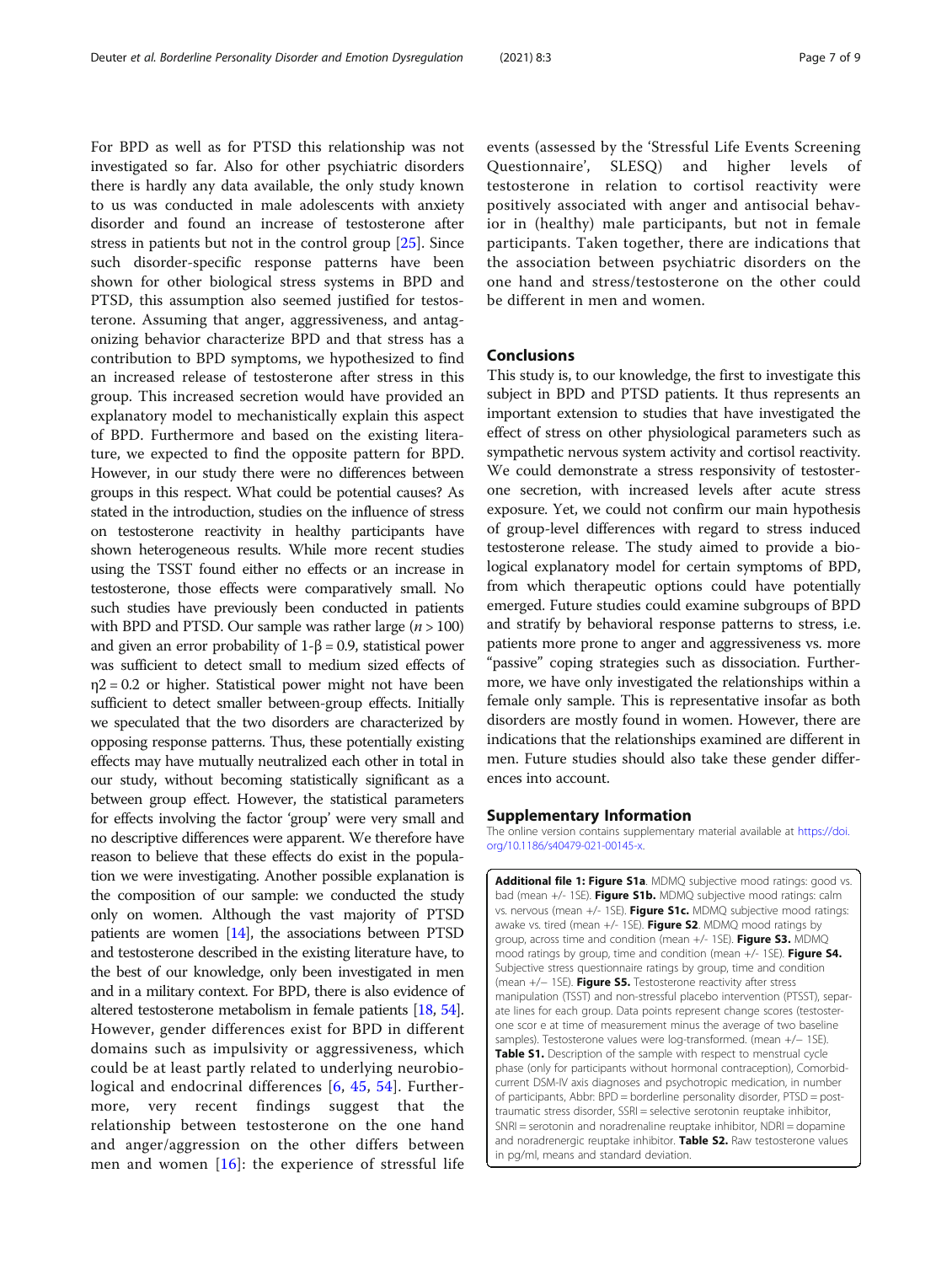For BPD as well as for PTSD this relationship was not investigated so far. Also for other psychiatric disorders there is hardly any data available, the only study known to us was conducted in male adolescents with anxiety disorder and found an increase of testosterone after stress in patients but not in the control group [25]. Since such disorder-specific response patterns have been shown for other biological stress systems in BPD and PTSD, this assumption also seemed justified for testosterone. Assuming that anger, aggressiveness, and antagonizing behavior characterize BPD and that stress has a contribution to BPD symptoms, we hypothesized to find an increased release of testosterone after stress in this group. This increased secretion would have provided an explanatory model to mechanistically explain this aspect of BPD. Furthermore and based on the existing literature, we expected to find the opposite pattern for BPD. However, in our study there were no differences between groups in this respect. What could be potential causes? As stated in the introduction, studies on the influence of stress on testosterone reactivity in healthy participants have shown heterogeneous results. While more recent studies using the TSST found either no effects or an increase in testosterone, those effects were comparatively small. No such studies have previously been conducted in patients with BPD and PTSD. Our sample was rather large ($n > 100$) and given an error probability of $1\text{-}\beta = 0.9$, statistical power was sufficient to detect small to medium sized effects of $\eta2 = 0.2$ or higher. Statistical power might not have been sufficient to detect smaller between-group effects. Initially we speculated that the two disorders are characterized by opposing response patterns. Thus, these potentially existing effects may have mutually neutralized each other in total in our study, without becoming statistically significant as a between group effect. However, the statistical parameters for effects involving the factor 'group' were very small and no descriptive differences were apparent. We therefore have reason to believe that these effects do exist in the population we were investigating. Another possible explanation is the composition of our sample: we conducted the study only on women. Although the vast majority of PTSD patients are women [14], the associations between PTSD and testosterone described in the existing literature have, to the best of our knowledge, only been investigated in men and in a military context. For BPD, there is also evidence of altered testosterone metabolism in female patients [18, 54]. However, gender differences exist for BPD in different domains such as impulsivity or aggressiveness, which could be at least partly related to underlying neurobiological and endocrinal differences [6, 45, 54]. Furthermore, very recent findings suggest that the relationship between testosterone on the one hand and anger/aggression on the other differs between men and women [16]: the experience of stressful life events (assessed by the 'Stressful Life Events Screening Questionnaire', SLESQ) and higher levels of testosterone in relation to cortisol reactivity were positively associated with anger and antisocial behavior in (healthy) male participants, but not in female participants. Taken together, there are indications that the association between psychiatric disorders on the one hand and stress/testosterone on the other could be different in men and women.

## Conclusions

This study is, to our knowledge, the first to investigate this subject in BPD and PTSD patients. It thus represents an important extension to studies that have investigated the effect of stress on other physiological parameters such as sympathetic nervous system activity and cortisol reactivity. We could demonstrate a stress responsivity of testosterone secretion, with increased levels after acute stress exposure. Yet, we could not confirm our main hypothesis of group-level differences with regard to stress induced testosterone release. The study aimed to provide a biological explanatory model for certain symptoms of BPD, from which therapeutic options could have potentially emerged. Future studies could examine subgroups of BPD and stratify by behavioral response patterns to stress, i.e. patients more prone to anger and aggressiveness vs. more "passive" coping strategies such as dissociation. Furthermore, we have only investigated the relationships within a female only sample. This is representative insofar as both disorders are mostly found in women. However, there are indications that the relationships examined are different in men. Future studies should also take these gender differences into account.

## Supplementary Information

The online version contains supplementary material available at https://doi.org/10.1186/s40479-021-00145-x.

**Additional file 1: Figure S1a**. MDMQ subjective mood ratings: good vs. bad (mean +/- 1SE). **Figure S1b.** MDMQ subjective mood ratings: calm vs. nervous (mean +/- 1SE). **Figure S1c.** MDMQ subjective mood ratings: awake vs. tired (mean +/- 1SE). **Figure S2**. MDMQ mood ratings by group, across time and condition (mean +/- 1SE). **Figure S3.** MDMQ mood ratings by group, time and condition (mean +/- 1SE). **Figure S4.** Subjective stress questionnaire ratings by group, time and condition (mean +/− 1SE). **Figure S5.** Testosterone reactivity after stress manipulation (TSST) and non-stressful placebo intervention (PTSST), separate lines for each group. Data points represent change scores (testosterone scor e at time of measurement minus the average of two baseline samples). Testosterone values were log-transformed. (mean +/− 1SE). **Table S1.** Description of the sample with respect to menstrual cycle phase (only for participants without hormonal contraception), Comorbid-current DSM-IV axis diagnoses and psychotropic medication, in number of participants, Abbr: BPD = borderline personality disorder, PTSD = post-traumatic stress disorder, SSRI = selective serotonin reuptake inhibitor, SNRI = serotonin and noradrenaline reuptake inhibitor, NDRI = dopamine and noradrenergic reuptake inhibitor. **Table S2.** Raw testosterone values in pg/ml, means and standard deviation.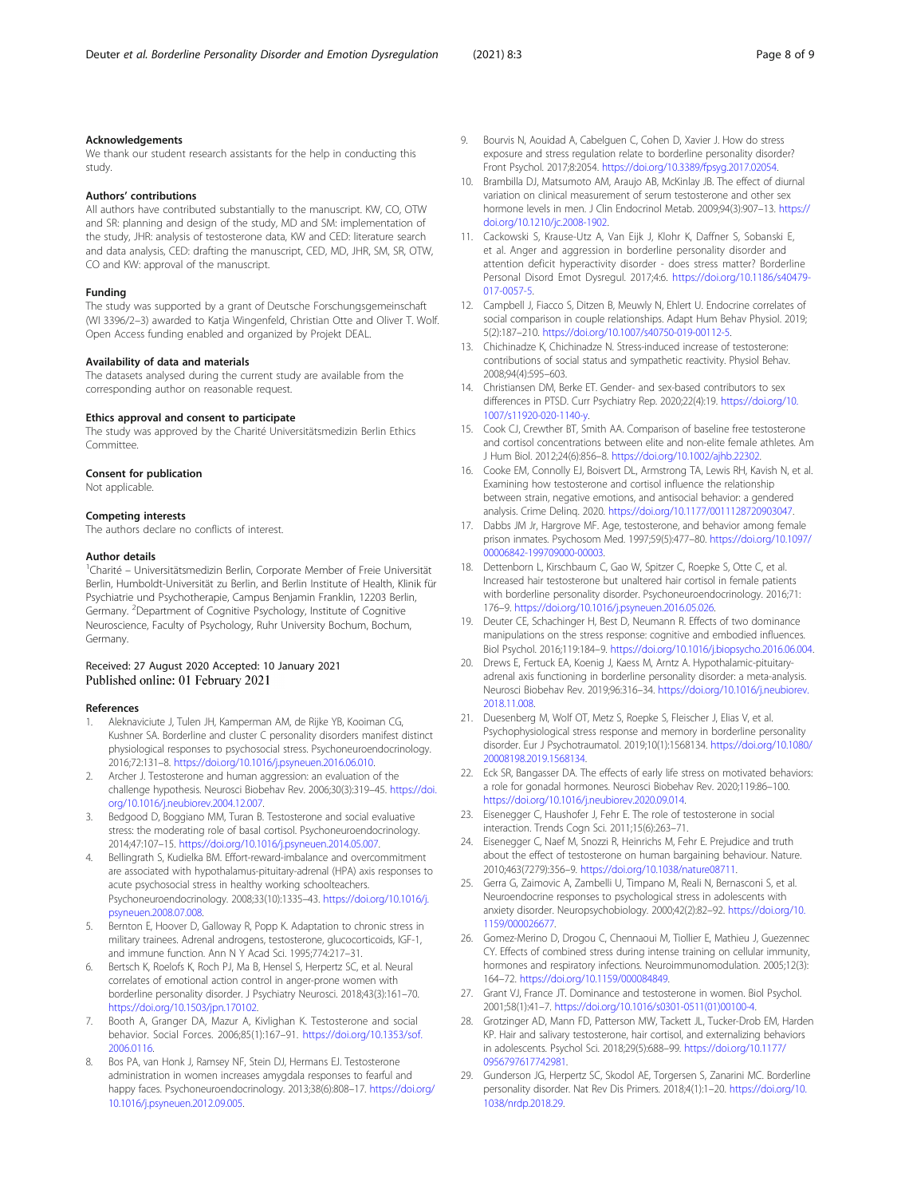### Acknowledgements

We thank our student research assistants for the help in conducting this study.

### Authors' contributions

All authors have contributed substantially to the manuscript. KW, CO, OTW and SR: planning and design of the study, MD and SM: implementation of the study, JHR: analysis of testosterone data, KW and CED: literature search and data analysis, CED: drafting the manuscript, CED, MD, JHR, SM, SR, OTW, CO and KW: approval of the manuscript.

### Funding

The study was supported by a grant of Deutsche Forschungsgemeinschaft (WI 3396/2–3) awarded to Katja Wingenfeld, Christian Otte and Oliver T. Wolf. Open Access funding enabled and organized by Projekt DEAL.

### Availability of data and materials

The datasets analysed during the current study are available from the corresponding author on reasonable request.

### Ethics approval and consent to participate

The study was approved by the Charité Universitätsmedizin Berlin Ethics Committee.

### Consent for publication

Not applicable.

### Competing interests

The authors declare no conflicts of interest.

### Author details

[1]Charité – Universitätsmedizin Berlin, Corporate Member of Freie Universität Berlin, Humboldt-Universität zu Berlin, and Berlin Institute of Health, Klinik für Psychiatrie und Psychotherapie, Campus Benjamin Franklin, 12203 Berlin, Germany. [2]Department of Cognitive Psychology, Institute of Cognitive Neuroscience, Faculty of Psychology, Ruhr University Bochum, Bochum, Germany.

Received: 27 August 2020 Accepted: 10 January 2021
Published online: 01 February 2021

### References

1. Aleknaviciute J, Tulen JH, Kamperman AM, de Rijke YB, Kooiman CG, Kushner SA. Borderline and cluster C personality disorders manifest distinct physiological responses to psychosocial stress. Psychoneuroendocrinology. 2016;72:131–8. https://doi.org/10.1016/j.psyneuen.2016.06.010.
2. Archer J. Testosterone and human aggression: an evaluation of the challenge hypothesis. Neurosci Biobehav Rev. 2006;30(3):319–45. https://doi.org/10.1016/j.neubiorev.2004.12.007.
3. Bedgood D, Boggiano MM, Turan B. Testosterone and social evaluative stress: the moderating role of basal cortisol. Psychoneuroendocrinology. 2014;47:107–15. https://doi.org/10.1016/j.psyneuen.2014.05.007.
4. Bellingrath S, Kudielka BM. Effort-reward-imbalance and overcommitment are associated with hypothalamus-pituitary-adrenal (HPA) axis responses to acute psychosocial stress in healthy working schoolteachers. Psychoneuroendocrinology. 2008;33(10):1335–43. https://doi.org/10.1016/j.psyneuen.2008.07.008.
5. Bernton E, Hoover D, Galloway R, Popp K. Adaptation to chronic stress in military trainees. Adrenal androgens, testosterone, glucocorticoids, IGF-1, and immune function. Ann N Y Acad Sci. 1995;774:217–31.
6. Bertsch K, Roelofs K, Roch PJ, Ma B, Hensel S, Herpertz SC, et al. Neural correlates of emotional action control in anger-prone women with borderline personality disorder. J Psychiatry Neurosci. 2018;43(3):161–70. https://doi.org/10.1503/jpn.170102.
7. Booth A, Granger DA, Mazur A, Kivlighan K. Testosterone and social behavior. Social Forces. 2006;85(1):167–91. https://doi.org/10.1353/sof.2006.0116.
8. Bos PA, van Honk J, Ramsey NF, Stein DJ, Hermans EJ. Testosterone administration in women increases amygdala responses to fearful and happy faces. Psychoneuroendocrinology. 2013;38(6):808–17. https://doi.org/10.1016/j.psyneuen.2012.09.005.
9. Bourvis N, Aouidad A, Cabelguen C, Cohen D, Xavier J. How do stress exposure and stress regulation relate to borderline personality disorder? Front Psychol. 2017;8:2054. https://doi.org/10.3389/fpsyg.2017.02054.
10. Brambilla DJ, Matsumoto AM, Araujo AB, McKinlay JB. The effect of diurnal variation on clinical measurement of serum testosterone and other sex hormone levels in men. J Clin Endocrinol Metab. 2009;94(3):907–13. https://doi.org/10.1210/jc.2008-1902.
11. Cackowski S, Krause-Utz A, Van Eijk J, Klohr K, Daffner S, Sobanski E, et al. Anger and aggression in borderline personality disorder and attention deficit hyperactivity disorder - does stress matter? Borderline Personal Disord Emot Dysregul. 2017;4:6. https://doi.org/10.1186/s40479-017-0057-5.
12. Campbell J, Fiacco S, Ditzen B, Meuwly N, Ehlert U. Endocrine correlates of social comparison in couple relationships. Adapt Hum Behav Physiol. 2019;5(2):187–210. https://doi.org/10.1007/s40750-019-00112-5.
13. Chichinadze K, Chichinadze N. Stress-induced increase of testosterone: contributions of social status and sympathetic reactivity. Physiol Behav. 2008;94(4):595–603.
14. Christiansen DM, Berke ET. Gender- and sex-based contributors to sex differences in PTSD. Curr Psychiatry Rep. 2020;22(4):19. https://doi.org/10.1007/s11920-020-1140-y.
15. Cook CJ, Crewther BT, Smith AA. Comparison of baseline free testosterone and cortisol concentrations between elite and non-elite female athletes. Am J Hum Biol. 2012;24(6):856–8. https://doi.org/10.1002/ajhb.22302.
16. Cooke EM, Connolly EJ, Boisvert DL, Armstrong TA, Lewis RH, Kavish N, et al. Examining how testosterone and cortisol influence the relationship between strain, negative emotions, and antisocial behavior: a gendered analysis. Crime Delinq. 2020. https://doi.org/10.1177/0011128720903047.
17. Dabbs JM Jr, Hargrove MF. Age, testosterone, and behavior among female prison inmates. Psychosom Med. 1997;59(5):477–80. https://doi.org/10.1097/00006842-199709000-00003.
18. Dettenborn L, Kirschbaum C, Gao W, Spitzer C, Roepke S, Otte C, et al. Increased hair testosterone but unaltered hair cortisol in female patients with borderline personality disorder. Psychoneuroendocrinology. 2016;71:176–9. https://doi.org/10.1016/j.psyneuen.2016.05.026.
19. Deuter CE, Schachinger H, Best D, Neumann R. Effects of two dominance manipulations on the stress response: cognitive and embodied influences. Biol Psychol. 2016;119:184–9. https://doi.org/10.1016/j.biopsycho.2016.06.004.
20. Drews E, Fertuck EA, Koenig J, Kaess M, Arntz A. Hypothalamic-pituitary-adrenal axis functioning in borderline personality disorder: a meta-analysis. Neurosci Biobehav Rev. 2019;96:316–34. https://doi.org/10.1016/j.neubiorev.2018.11.008.
21. Duesenberg M, Wolf OT, Metz S, Roepke S, Fleischer J, Elias V, et al. Psychophysiological stress response and memory in borderline personality disorder. Eur J Psychotraumatol. 2019;10(1):1568134. https://doi.org/10.1080/20008198.2019.1568134.
22. Eck SR, Bangasser DA. The effects of early life stress on motivated behaviors: a role for gonadal hormones. Neurosci Biobehav Rev. 2020;119:86–100. https://doi.org/10.1016/j.neubiorev.2020.09.014.
23. Eisenegger C, Haushofer J, Fehr E. The role of testosterone in social interaction. Trends Cogn Sci. 2011;15(6):263–71.
24. Eisenegger C, Naef M, Snozzi R, Heinrichs M, Fehr E. Prejudice and truth about the effect of testosterone on human bargaining behaviour. Nature. 2010;463(7279):356–9. https://doi.org/10.1038/nature08711.
25. Gerra G, Zaimovic A, Zambelli U, Timpano M, Reali N, Bernasconi S, et al. Neuroendocrine responses to psychological stress in adolescents with anxiety disorder. Neuropsychobiology. 2000;42(2):82–92. https://doi.org/10.1159/000026677.
26. Gomez-Merino D, Drogou C, Chennaoui M, Tiollier E, Mathieu J, Guezennec CY. Effects of combined stress during intense training on cellular immunity, hormones and respiratory infections. Neuroimmunomodulation. 2005;12(3):164–72. https://doi.org/10.1159/000084849.
27. Grant VJ, France JT. Dominance and testosterone in women. Biol Psychol. 2001;58(1):41–7. https://doi.org/10.1016/s0301-0511(01)00100-4.
28. Grotzinger AD, Mann FD, Patterson MW, Tackett JL, Tucker-Drob EM, Harden KP. Hair and salivary testosterone, hair cortisol, and externalizing behaviors in adolescents. Psychol Sci. 2018;29(5):688–99. https://doi.org/10.1177/0956797617742981.
29. Gunderson JG, Herpertz SC, Skodol AE, Torgersen S, Zanarini MC. Borderline personality disorder. Nat Rev Dis Primers. 2018;4(1):1–20. https://doi.org/10.1038/nrdp.2018.29.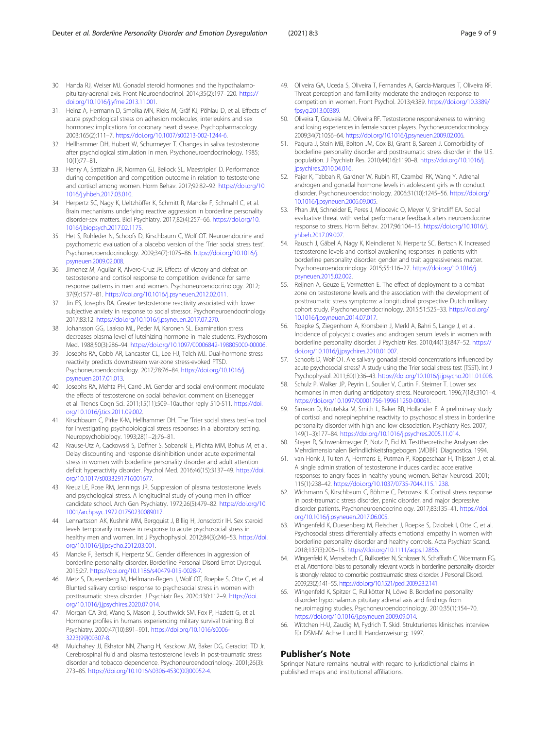30. Handa RJ, Weiser MJ. Gonadal steroid hormones and the hypothalamo-pituitary-adrenal axis. Front Neuroendocrinol. 2014;35(2):197–220. https://doi.org/10.1016/j.yfrne.2013.11.001.
31. Heinz A, Hermann D, Smolka MN, Rieks M, Gräf KJ, Pöhlau D, et al. Effects of acute psychological stress on adhesion molecules, interleukins and sex hormones: implications for coronary heart disease. Psychopharmacology. 2003;165(2):111–7. https://doi.org/10.1007/s00213-002-1244-6.
32. Hellhammer DH, Hubert W, Schurmeyer T. Changes in saliva testosterone after psychological stimulation in men. Psychoneuroendocrinology. 1985; 10(1):77–81.
33. Henry A, Sattizahn JR, Norman GJ, Beilock SL, Maestripieri D. Performance during competition and competition outcome in relation to testosterone and cortisol among women. Horm Behav. 2017;92:82–92. https://doi.org/10.1016/j.yhbeh.2017.03.010.
34. Herpertz SC, Nagy K, Ueltzhöffer K, Schmitt R, Mancke F, Schmahl C, et al. Brain mechanisms underlying reactive aggression in borderline personality disorder-sex matters. Biol Psychiatry. 2017;82(4):257–66. https://doi.org/10.1016/j.biopsych.2017.02.1175.
35. Het S, Rohleder N, Schoofs D, Kirschbaum C, Wolf OT. Neuroendocrine and psychometric evaluation of a placebo version of the 'Trier social stress test'. Psychoneuroendocrinology. 2009;34(7):1075–86. https://doi.org/10.1016/j.psyneuen.2009.02.008.
36. Jimenez M, Aguilar R, Alvero-Cruz JR. Effects of victory and defeat on testosterone and cortisol response to competition: evidence for same response patterns in men and women. Psychoneuroendocrinology. 2012; 37(9):1577–81. https://doi.org/10.1016/j.psyneuen.2012.02.011.
37. Jin ES, Josephs RA. Greater testosterone reactivity associated with lower subjective anxiety in response to social stressor. Psychoneuroendocrinology. 2017;83:12. https://doi.org/10.1016/j.psyneuen.2017.07.270.
38. Johansson GG, Laakso ML, Peder M, Karonen SL. Examination stress decreases plasma level of luteinizing hormone in male students. Psychosom Med. 1988;50(3):286–94. https://doi.org/10.1097/00006842-198805000-00006.
39. Josephs RA, Cobb AR, Lancaster CL, Lee HJ, Telch MJ. Dual-hormone stress reactivity predicts downstream war-zone stress-evoked PTSD. Psychoneuroendocrinology. 2017;78:76–84. https://doi.org/10.1016/j.psyneuen.2017.01.013.
40. Josephs RA, Mehta PH, Carré JM. Gender and social environment modulate the effects of testosterone on social behavior: comment on Eisenegger et al. Trends Cogn Sci. 2011;15(11):509–10author reply 510-511. https://doi.org/10.1016/j.tics.2011.09.002.
41. Kirschbaum C, Pirke K-M, Hellhammer DH. The 'Trier social stress test'–a tool for investigating psychobiological stress responses in a laboratory setting. Neuropsychobiology. 1993;28(1–2):76–81.
42. Krause-Utz A, Cackowski S, Daffner S, Sobanski E, Plichta MM, Bohus M, et al. Delay discounting and response disinhibition under acute experimental stress in women with borderline personality disorder and adult attention deficit hyperactivity disorder. Psychol Med. 2016;46(15):3137–49. https://doi.org/10.1017/s0033291716001677.
43. Kreuz LE, Rose RM, Jennings JR. Suppression of plasma testosterone levels and psychological stress. A longitudinal study of young men in officer candidate school. Arch Gen Psychiatry. 1972;26(5):479–82. https://doi.org/10.1001/archpsyc.1972.01750230089017.
44. Lennartsson AK, Kushnir MM, Bergquist J, Billig H, Jonsdottir IH. Sex steroid levels temporarily increase in response to acute psychosocial stress in healthy men and women. Int J Psychophysiol. 2012;84(3):246–53. https://doi.org/10.1016/j.ijpsycho.2012.03.001.
45. Mancke F, Bertsch K, Herpertz SC. Gender differences in aggression of borderline personality disorder. Borderline Personal Disord Emot Dysregul. 2015;2:7. https://doi.org/10.1186/s40479-015-0028-7.
46. Metz S, Duesenberg M, Hellmann-Regen J, Wolf OT, Roepke S, Otte C, et al. Blunted salivary cortisol response to psychosocial stress in women with posttraumatic stress disorder. J Psychiatr Res. 2020;130:112–9. https://doi.org/10.1016/j.jpsychires.2020.07.014.
47. Morgan CA 3rd, Wang S, Mason J, Southwick SM, Fox P, Hazlett G, et al. Hormone profiles in humans experiencing military survival training. Biol Psychiatry. 2000;47(10):891–901. https://doi.org/10.1016/s0006-3223(99)00307-8.
48. Mulchahey JJ, Ekhator NN, Zhang H, Kasckow JW, Baker DG, Geracioti TD Jr. Cerebrospinal fluid and plasma testosterone levels in post-traumatic stress disorder and tobacco dependence. Psychoneuroendocrinology. 2001;26(3): 273–85. https://doi.org/10.1016/s0306-4530(00)00052-4.
49. Oliveira GA, Uceda S, Oliveira T, Fernandes A, Garcia-Marques T, Oliveira RF. Threat perception and familiarity moderate the androgen response to competition in women. Front Psychol. 2013;4:389. https://doi.org/10.3389/fpsyg.2013.00389.
50. Oliveira T, Gouveia MJ, Oliveira RF. Testosterone responsiveness to winning and losing experiences in female soccer players. Psychoneuroendocrinology. 2009;34(7):1056–64. https://doi.org/10.1016/j.psyneuen.2009.02.006.
51. Pagura J, Stein MB, Bolton JM, Cox BJ, Grant B, Sareen J. Comorbidity of borderline personality disorder and posttraumatic stress disorder in the U.S. population. J Psychiatr Res. 2010;44(16):1190–8. https://doi.org/10.1016/j.jpsychires.2010.04.016.
52. Pajer K, Tabbah R, Gardner W, Rubin RT, Czambel RK, Wang Y. Adrenal androgen and gonadal hormone levels in adolescent girls with conduct disorder. Psychoneuroendocrinology. 2006;31(10):1245–56. https://doi.org/10.1016/j.psyneuen.2006.09.005.
53. Phan JM, Schneider E, Peres J, Miocevic O, Meyer V, Shirtcliff EA. Social evaluative threat with verbal performance feedback alters neuroendocrine response to stress. Horm Behav. 2017;96:104–15. https://doi.org/10.1016/j.yhbeh.2017.09.007.
54. Rausch J, Gäbel A, Nagy K, Kleindienst N, Herpertz SC, Bertsch K. Increased testosterone levels and cortisol awakening responses in patients with borderline personality disorder: gender and trait aggressiveness matter. Psychoneuroendocrinology. 2015;55:116–27. https://doi.org/10.1016/j.psyneuen.2015.02.002.
55. Reijnen A, Geuze E, Vermetten E. The effect of deployment to a combat zone on testosterone levels and the association with the development of posttraumatic stress symptoms: a longitudinal prospective Dutch military cohort study. Psychoneuroendocrinology. 2015;51:525–33. https://doi.org/10.1016/j.psyneuen.2014.07.017.
56. Roepke S, Ziegenhorn A, Kronsbein J, Merkl A, Bahri S, Lange J, et al. Incidence of polycystic ovaries and androgen serum levels in women with borderline personality disorder. J Psychiatr Res. 2010;44(13):847–52. https://doi.org/10.1016/j.jpsychires.2010.01.007.
57. Schoofs D, Wolf OT. Are salivary gonadal steroid concentrations influenced by acute psychosocial stress? A study using the Trier social stress test (TSST). Int J Psychophysiol. 2011;80(1):36–43. https://doi.org/10.1016/j.ijpsycho.2011.01.008.
58. Schulz P, Walker JP, Peyrin L, Soulier V, Curtin F, Steimer T. Lower sex hormones in men during anticipatory stress. Neuroreport. 1996;7(18):3101–4. https://doi.org/10.1097/00001756-199611250-00061.
59. Simeon D, Knutelska M, Smith L, Baker BR, Hollander E. A preliminary study of cortisol and norepinephrine reactivity to psychosocial stress in borderline personality disorder with high and low dissociation. Psychiatry Res. 2007; 149(1–3):177–84. https://doi.org/10.1016/j.psychres.2005.11.014.
60. Steyer R, Schwenkmezger P, Notz P, Eid M. Testtheoretische Analysen des Mehrdimensionalen Befindlichkeitsfragebogen (MDBF). Diagnostica. 1994.
61. van Honk J, Tuiten A, Hermans E, Putman P, Koppeschaar H, Thijssen J, et al. A single administration of testosterone induces cardiac accelerative responses to angry faces in healthy young women. Behav Neurosci. 2001; 115(1):238–42. https://doi.org/10.1037/0735-7044.115.1.238.
62. Wichmann S, Kirschbaum C, Böhme C, Petrowski K. Cortisol stress response in post-traumatic stress disorder, panic disorder, and major depressive disorder patients. Psychoneuroendocrinology. 2017;83:135–41. https://doi.org/10.1016/j.psyneuen.2017.06.005.
63. Wingenfeld K, Duesenberg M, Fleischer J, Roepke S, Dziobek I, Otte C, et al. Psychosocial stress differentially affects emotional empathy in women with borderline personality disorder and healthy controls. Acta Psychiatr Scand. 2018;137(3):206–15. https://doi.org/10.1111/acps.12856.
64. Wingenfeld K, Mensebach C, Rullkoetter N, Schlosser N, Schaffrath C, Woermann FG, et al. Attentional bias to personally relevant words in borderline personality disorder is strongly related to comorbid posttraumatic stress disorder. J Personal Disord. 2009;23(2):141–55. https://doi.org/10.1521/pedi.2009.23.2.141.
65. Wingenfeld K, Spitzer C, Rullkötter N, Löwe B. Borderline personality disorder: hypothalamus pituitary adrenal axis and findings from neuroimaging studies. Psychoneuroendocrinology. 2010;35(1):154–70. https://doi.org/10.1016/j.psyneuen.2009.09.014.
66. Wittchen H-U, Zaudig M, Fydrich T. Skid. Strukturiertes klinisches interview für DSM-IV. Achse I und II. Handanweisung; 1997.

## Publisher's Note

Springer Nature remains neutral with regard to jurisdictional claims in published maps and institutional affiliations.